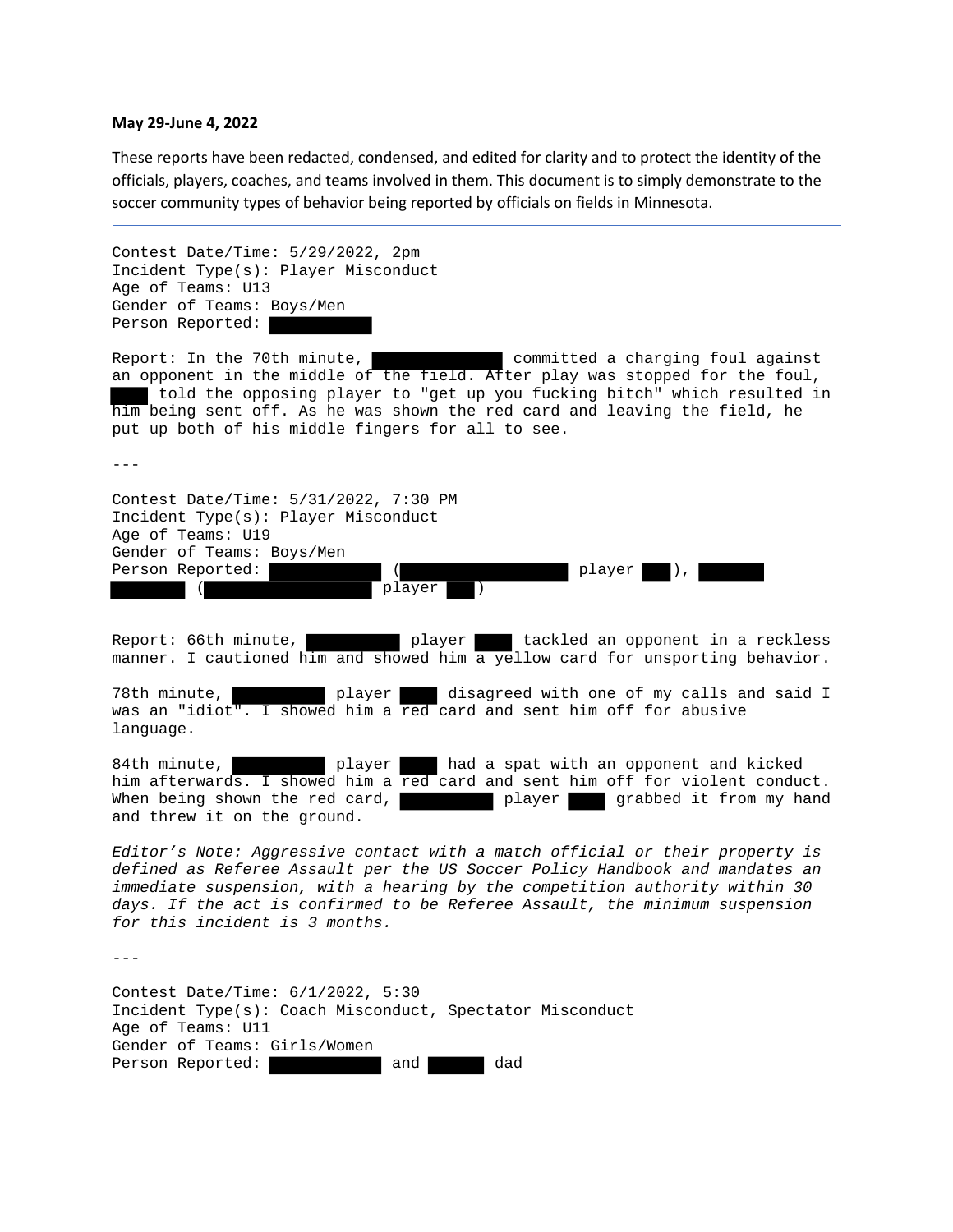**May 29-June 4, 2022**

These reports have been redacted, condensed, and edited for clarity and to protect the identity of the officials, players, coaches, and teams involved in them. This document is to simply demonstrate to the soccer community types of behavior being reported by officials on fields in Minnesota.

---

Contest Date/Time: 5/29/2022, 2pm
Incident Type(s): Player Misconduct
Age of Teams: U13
Gender of Teams: Boys/Men
Person Reported: ██████

Report: In the 70th minute, ███████ committed a charging foul against an opponent in the middle of the field. After play was stopped for the foul, ██ told the opposing player to "get up you fucking bitch" which resulted in him being sent off. As he was shown the red card and leaving the field, he put up both of his middle fingers for all to see.

---

Contest Date/Time: 5/31/2022, 7:30 PM
Incident Type(s): Player Misconduct
Age of Teams: U19
Gender of Teams: Boys/Men
Person Reported: ███████ (██████████ player ██), ████████ (██████████ player ██)

Report: 66th minute, ██████ player ██ tackled an opponent in a reckless manner. I cautioned him and showed him a yellow card for unsporting behavior.

78th minute, ██████ player ██ disagreed with one of my calls and said I was an "idiot". I showed him a red card and sent him off for abusive language.

84th minute, ██████ player ██ had a spat with an opponent and kicked him afterwards. I showed him a red card and sent him off for violent conduct. When being shown the red card, ██████ player ██ grabbed it from my hand and threw it on the ground.

*Editor's Note: Aggressive contact with a match official or their property is defined as Referee Assault per the US Soccer Policy Handbook and mandates an immediate suspension, with a hearing by the competition authority within 30 days. If the act is confirmed to be Referee Assault, the minimum suspension for this incident is 3 months.*

---

Contest Date/Time: 6/1/2022, 5:30
Incident Type(s): Coach Misconduct, Spectator Misconduct
Age of Teams: U11
Gender of Teams: Girls/Women
Person Reported: ███████ and ████ dad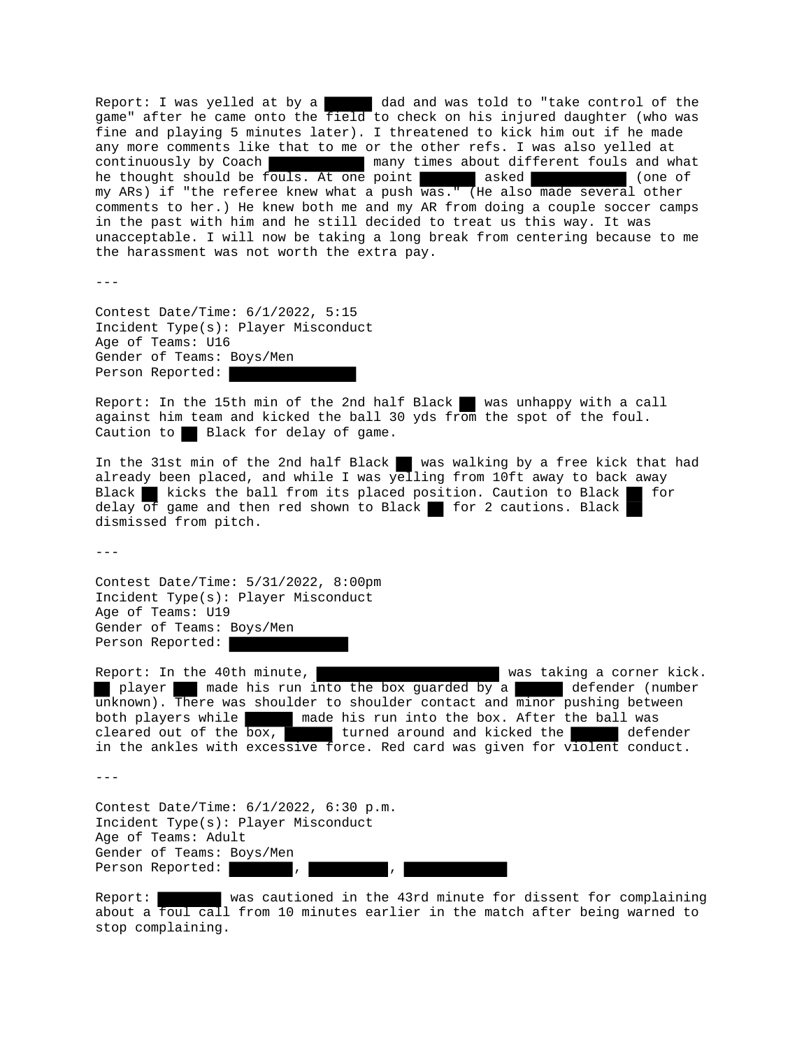Report: I was yelled at by a ██████ dad and was told to "take control of the game" after he came onto the field to check on his injured daughter (who was fine and playing 5 minutes later). I threatened to kick him out if he made any more comments like that to me or the other refs. I was also yelled at continuously by Coach ████████████ many times about different fouls and what he thought should be fouls. At one point ███████ asked ████████████ (one of my ARs) if "the referee knew what a push was." (He also made several other comments to her.) He knew both me and my AR from doing a couple soccer camps in the past with him and he still decided to treat us this way. It was unacceptable. I will now be taking a long break from centering because to me the harassment was not worth the extra pay.

---

Contest Date/Time: 6/1/2022, 5:15
Incident Type(s): Player Misconduct
Age of Teams: U16
Gender of Teams: Boys/Men
Person Reported: ████████████████

Report: In the 15th min of the 2nd half Black ██ was unhappy with a call against him team and kicked the ball 30 yds from the spot of the foul. Caution to ██ Black for delay of game.

In the 31st min of the 2nd half Black ██ was walking by a free kick that had already been placed, and while I was yelling from 10ft away to back away Black ██ kicks the ball from its placed position. Caution to Black ██ for delay of game and then red shown to Black ██ for 2 cautions. Black ██ dismissed from pitch.

---

Contest Date/Time: 5/31/2022, 8:00pm
Incident Type(s): Player Misconduct
Age of Teams: U19
Gender of Teams: Boys/Men
Person Reported: ███████████████

Report: In the 40th minute, ███████████████████████ was taking a corner kick. ██ player ███ made his run into the box guarded by a ██████ defender (number unknown). There was shoulder to shoulder contact and minor pushing between both players while ██████ made his run into the box. After the ball was cleared out of the box, ██████ turned around and kicked the ██████ defender in the ankles with excessive force. Red card was given for violent conduct.

---

Contest Date/Time: 6/1/2022, 6:30 p.m.
Incident Type(s): Player Misconduct
Age of Teams: Adult
Gender of Teams: Boys/Men
Person Reported: ████████, ██████████, █████████████

Report: ████████ was cautioned in the 43rd minute for dissent for complaining about a foul call from 10 minutes earlier in the match after being warned to stop complaining.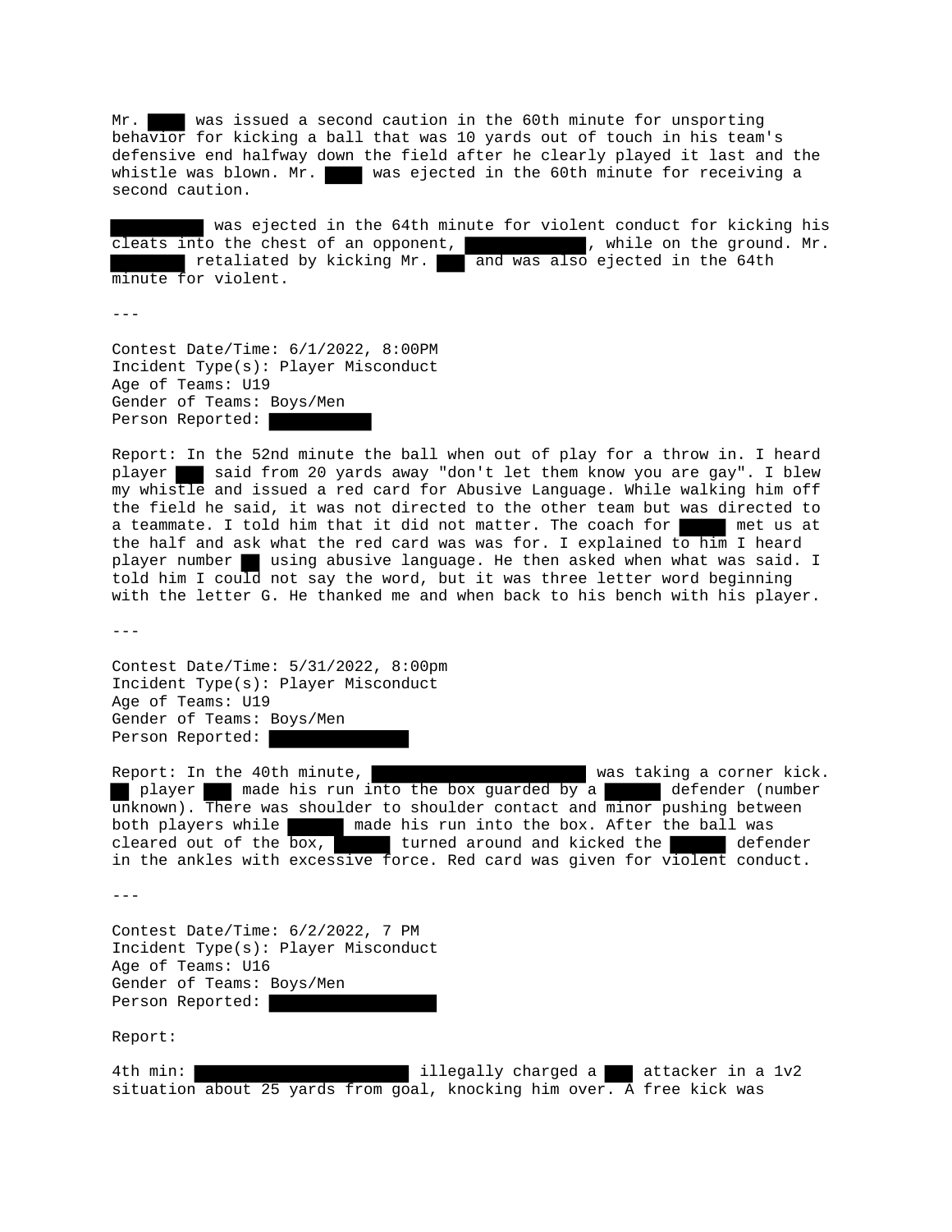Mr. ████ was issued a second caution in the 60th minute for unsporting behavior for kicking a ball that was 10 yards out of touch in his team's defensive end halfway down the field after he clearly played it last and the whistle was blown. Mr. ████ was ejected in the 60th minute for receiving a second caution.

██████████ was ejected in the 64th minute for violent conduct for kicking his cleats into the chest of an opponent, █████████████, while on the ground. Mr. ████████ retaliated by kicking Mr. ███ and was also ejected in the 64th minute for violent.

---

Contest Date/Time: 6/1/2022, 8:00PM
Incident Type(s): Player Misconduct
Age of Teams: U19
Gender of Teams: Boys/Men
Person Reported: ███████████

Report: In the 52nd minute the ball when out of play for a throw in. I heard player ███ said from 20 yards away "don't let them know you are gay". I blew my whistle and issued a red card for Abusive Language. While walking him off the field he said, it was not directed to the other team but was directed to a teammate. I told him that it did not matter. The coach for █████ met us at the half and ask what the red card was was for. I explained to him I heard player number ██ using abusive language. He then asked when what was said. I told him I could not say the word, but it was three letter word beginning with the letter G. He thanked me and when back to his bench with his player.

---

Contest Date/Time: 5/31/2022, 8:00pm
Incident Type(s): Player Misconduct
Age of Teams: U19
Gender of Teams: Boys/Men
Person Reported: ███████████████

Report: In the 40th minute, ███████████████████████ was taking a corner kick. ██ player ███ made his run into the box guarded by a ██████ defender (number unknown). There was shoulder to shoulder contact and minor pushing between both players while ██████ made his run into the box. After the ball was cleared out of the box, ██████ turned around and kicked the ██████ defender in the ankles with excessive force. Red card was given for violent conduct.

---

Contest Date/Time: 6/2/2022, 7 PM
Incident Type(s): Player Misconduct
Age of Teams: U16
Gender of Teams: Boys/Men
Person Reported: ██████████████████

Report:

4th min: ███████████████████████ illegally charged a ███ attacker in a 1v2 situation about 25 yards from goal, knocking him over. A free kick was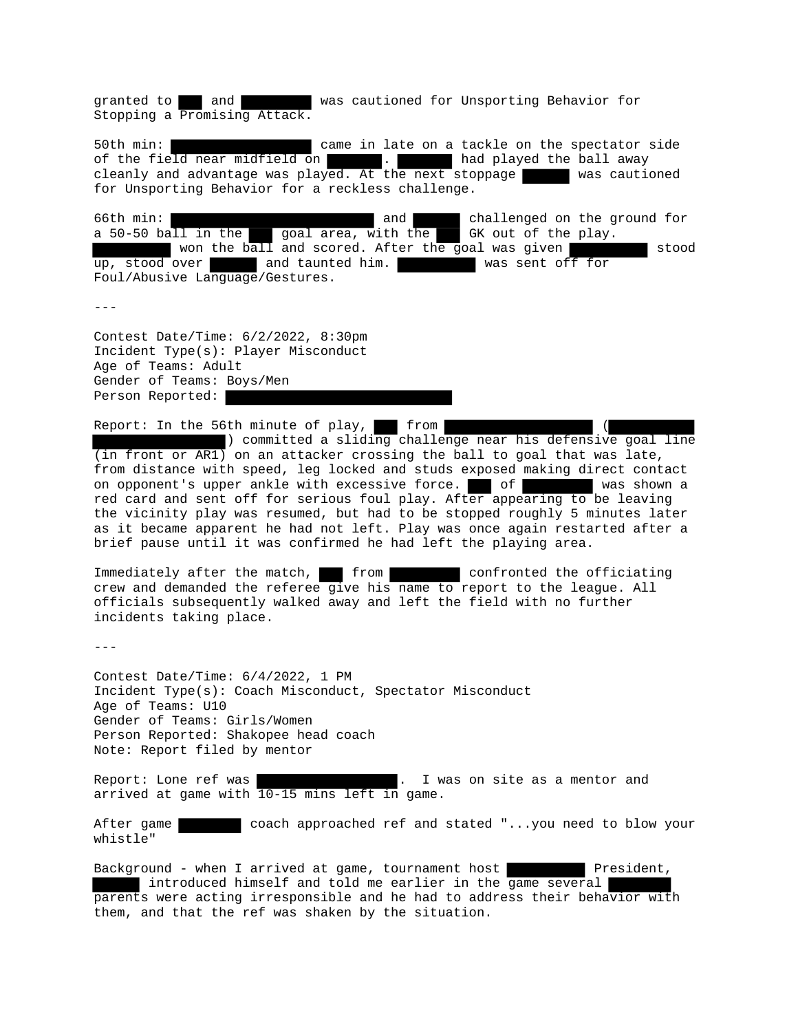granted to ███ and ████████ was cautioned for Unsporting Behavior for Stopping a Promising Attack.

50th min: ████████████████ came in late on a tackle on the spectator side of the field near midfield on ██████. ██████ had played the ball away cleanly and advantage was played. At the next stoppage ██████ was cautioned for Unsporting Behavior for a reckless challenge.

66th min: ██████████████████████████ and ██████ challenged on the ground for a 50-50 ball in the ███ goal area, with the ███ GK out of the play. ██████████ won the ball and scored. After the goal was given ██████████ stood up, stood over ██████ and taunted him. ██████████ was sent off for Foul/Abusive Language/Gestures.

---

Contest Date/Time: 6/2/2022, 8:30pm
Incident Type(s): Player Misconduct
Age of Teams: Adult
Gender of Teams: Boys/Men
Person Reported: ██████████████████████████████

Report: In the 56th minute of play, ███ from ███████████████████ (██████████ ████████████████) committed a sliding challenge near his defensive goal line (in front or AR1) on an attacker crossing the ball to goal that was late, from distance with speed, leg locked and studs exposed making direct contact on opponent's upper ankle with excessive force. ███ of █████████ was shown a red card and sent off for serious foul play. After appearing to be leaving the vicinity play was resumed, but had to be stopped roughly 5 minutes later as it became apparent he had not left. Play was once again restarted after a brief pause until it was confirmed he had left the playing area.

Immediately after the match, ███ from █████████ confronted the officiating crew and demanded the referee give his name to report to the league. All officials subsequently walked away and left the field with no further incidents taking place.

---

Contest Date/Time: 6/4/2022, 1 PM
Incident Type(s): Coach Misconduct, Spectator Misconduct
Age of Teams: U10
Gender of Teams: Girls/Women
Person Reported: Shakopee head coach
Note: Report filed by mentor

Report: Lone ref was ██████████████████. I was on site as a mentor and arrived at game with 10-15 mins left in game.

After game ████████ coach approached ref and stated "...you need to blow your whistle"

Background - when I arrived at game, tournament host ██████████ President, ██████ introduced himself and told me earlier in the game several ████████ parents were acting irresponsible and he had to address their behavior with them, and that the ref was shaken by the situation.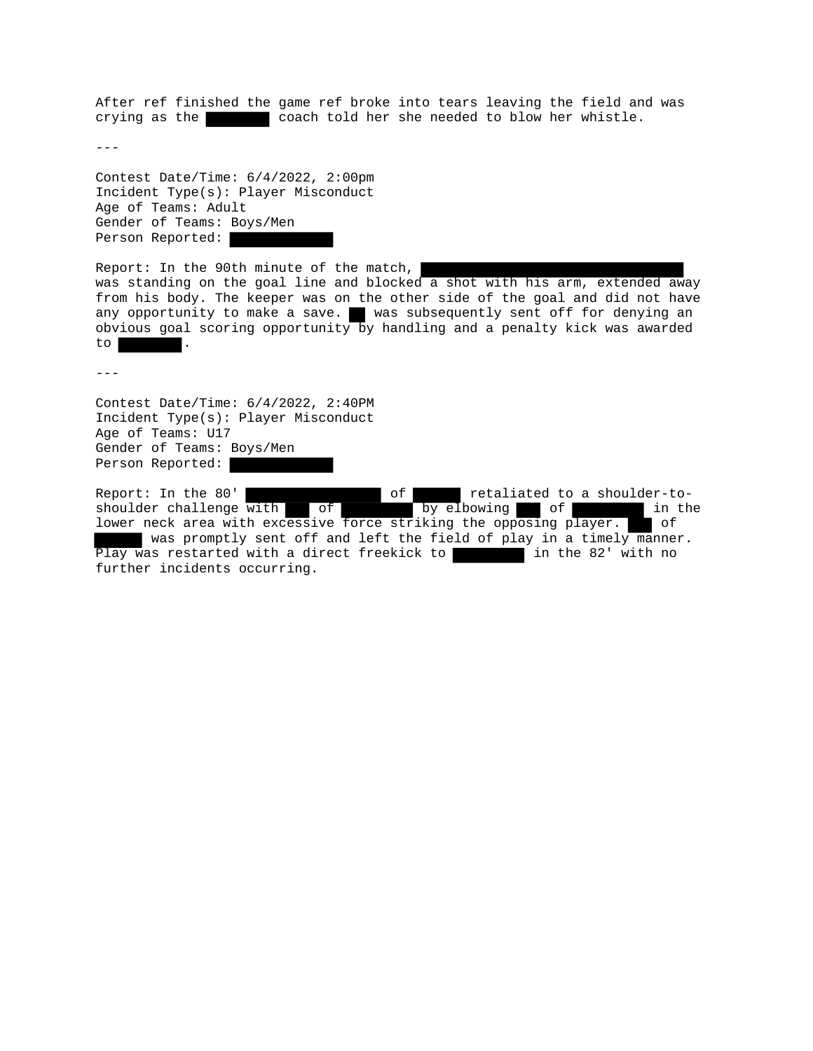After ref finished the game ref broke into tears leaving the field and was crying as the ███████ coach told her she needed to blow her whistle.

---

Contest Date/Time: 6/4/2022, 2:00pm
Incident Type(s): Player Misconduct
Age of Teams: Adult
Gender of Teams: Boys/Men
Person Reported: ████████████

Report: In the 90th minute of the match, ██████████████████████████████ was standing on the goal line and blocked a shot with his arm, extended away from his body. The keeper was on the other side of the goal and did not have any opportunity to make a save. ██ was subsequently sent off for denying an obvious goal scoring opportunity by handling and a penalty kick was awarded to ███████.

---

Contest Date/Time: 6/4/2022, 2:40PM
Incident Type(s): Player Misconduct
Age of Teams: U17
Gender of Teams: Boys/Men
Person Reported: ████████████

Report: In the 80' ████████████████ of █████ retaliated to a shoulder-to-shoulder challenge with ███ of ████████ by elbowing ███ of ████████ in the lower neck area with excessive force striking the opposing player. ███ of █████ was promptly sent off and left the field of play in a timely manner. Play was restarted with a direct freekick to ████████ in the 82' with no further incidents occurring.